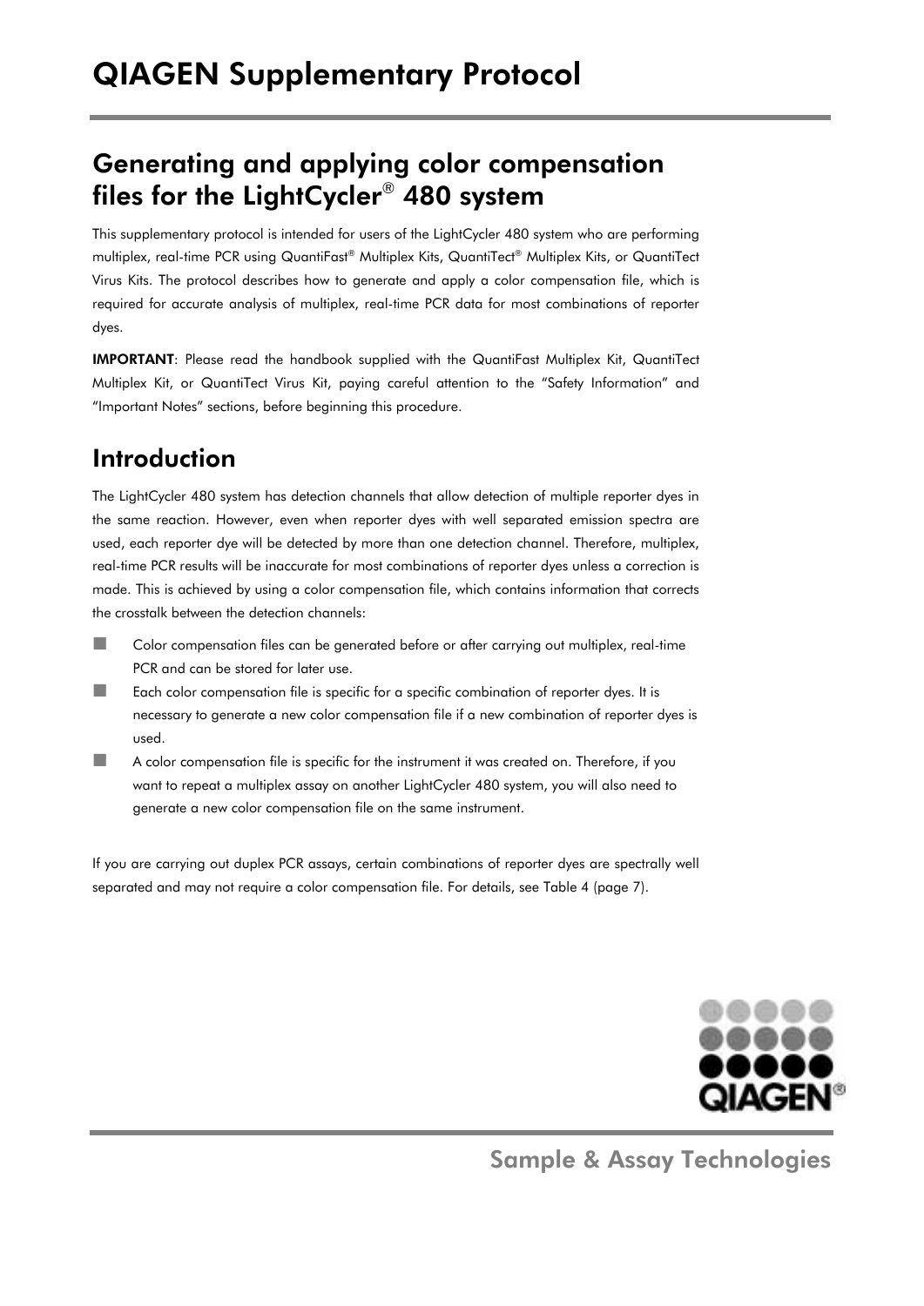# QIAGEN Supplementary Protocol

## Generating and applying color compensation files for the LightCycler® 480 system

This supplementary protocol is intended for users of the LightCycler 480 system who are performing multiplex, real-time PCR using QuantiFast® Multiplex Kits, QuantiTect® Multiplex Kits, or QuantiTect Virus Kits. The protocol describes how to generate and apply a color compensation file, which is required for accurate analysis of multiplex, real-time PCR data for most combinations of reporter dyes.

**IMPORTANT**: Please read the handbook supplied with the QuantiFast Multiplex Kit, QuantiTect Multiplex Kit, or QuantiTect Virus Kit, paying careful attention to the "Safety Information" and "Important Notes" sections, before beginning this procedure.

## Introduction

The LightCycler 480 system has detection channels that allow detection of multiple reporter dyes in the same reaction. However, even when reporter dyes with well separated emission spectra are used, each reporter dye will be detected by more than one detection channel. Therefore, multiplex, real-time PCR results will be inaccurate for most combinations of reporter dyes unless a correction is made. This is achieved by using a color compensation file, which contains information that corrects the crosstalk between the detection channels:

- Color compensation files can be generated before or after carrying out multiplex, real-time PCR and can be stored for later use.
- Each color compensation file is specific for a specific combination of reporter dyes. It is necessary to generate a new color compensation file if a new combination of reporter dyes is used.
- A color compensation file is specific for the instrument it was created on. Therefore, if you want to repeat a multiplex assay on another LightCycler 480 system, you will also need to generate a new color compensation file on the same instrument.

If you are carrying out duplex PCR assays, certain combinations of reporter dyes are spectrally well separated and may not require a color compensation file. For details, see Table 4 (page 7).

Sample & Assay Technologies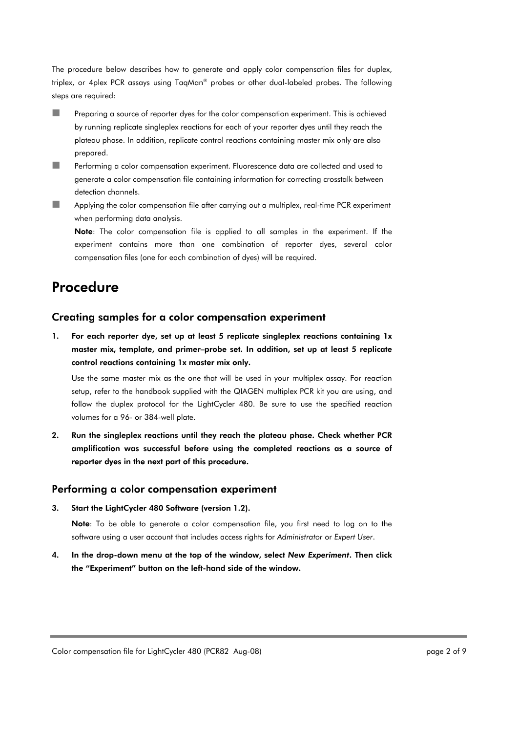The procedure below describes how to generate and apply color compensation files for duplex, triplex, or 4plex PCR assays using TaqMan® probes or other dual-labeled probes. The following steps are required:

- Preparing a source of reporter dyes for the color compensation experiment. This is achieved by running replicate singleplex reactions for each of your reporter dyes until they reach the plateau phase. In addition, replicate control reactions containing master mix only are also prepared.
- Performing a color compensation experiment. Fluorescence data are collected and used to generate a color compensation file containing information for correcting crosstalk between detection channels.
- Applying the color compensation file after carrying out a multiplex, real-time PCR experiment when performing data analysis.

  **Note**: The color compensation file is applied to all samples in the experiment. If the experiment contains more than one combination of reporter dyes, several color compensation files (one for each combination of dyes) will be required.

# Procedure

## Creating samples for a color compensation experiment

1. **For each reporter dye, set up at least 5 replicate singleplex reactions containing 1x master mix, template, and primer–probe set. In addition, set up at least 5 replicate control reactions containing 1x master mix only.**

   Use the same master mix as the one that will be used in your multiplex assay. For reaction setup, refer to the handbook supplied with the QIAGEN multiplex PCR kit you are using, and follow the duplex protocol for the LightCycler 480. Be sure to use the specified reaction volumes for a 96- or 384-well plate.

2. **Run the singleplex reactions until they reach the plateau phase. Check whether PCR amplification was successful before using the completed reactions as a source of reporter dyes in the next part of this procedure.**

## Performing a color compensation experiment

3. **Start the LightCycler 480 Software (version 1.2).**

   **Note**: To be able to generate a color compensation file, you first need to log on to the software using a user account that includes access rights for *Administrator* or *Expert User*.

4. **In the drop-down menu at the top of the window, select *New Experiment*. Then click the "Experiment" button on the left-hand side of the window.**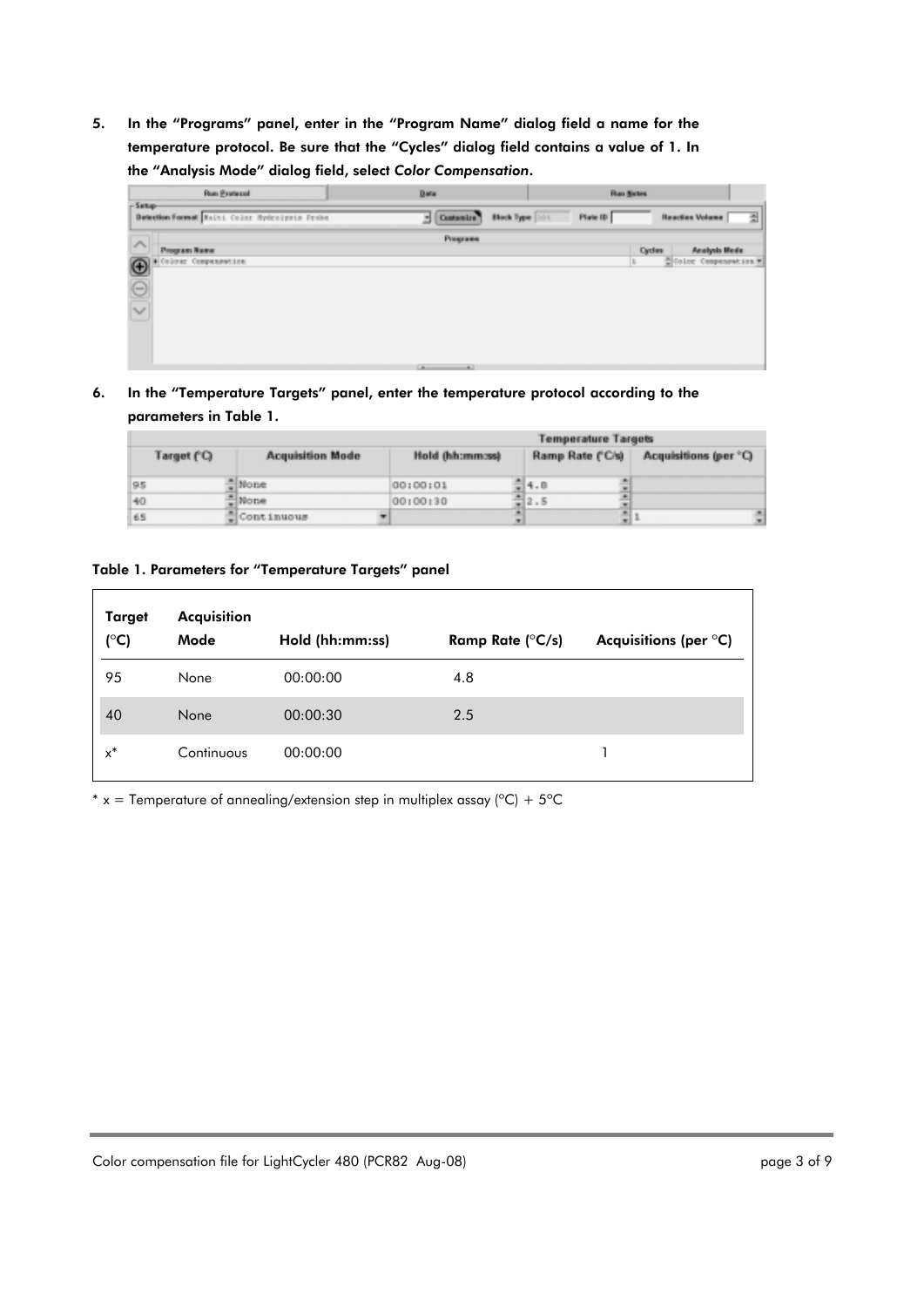5. **In the "Programs" panel, enter in the "Program Name" dialog field a name for the temperature protocol. Be sure that the "Cycles" dialog field contains a value of 1. In the "Analysis Mode" dialog field, select *Color Compensation*.**

6. **In the "Temperature Targets" panel, enter the temperature protocol according to the parameters in Table 1.**

**Table 1. Parameters for "Temperature Targets" panel**

| Target (°C) | Acquisition Mode | Hold (hh:mm:ss) | Ramp Rate (°C/s) | Acquisitions (per °C) |
|---|---|---|---|---|
| 95 | None | 00:00:00 | 4.8 | |
| 40 | None | 00:00:30 | 2.5 | |
| x* | Continuous | 00:00:00 | | 1 |

\* x = Temperature of annealing/extension step in multiplex assay (°C) + 5°C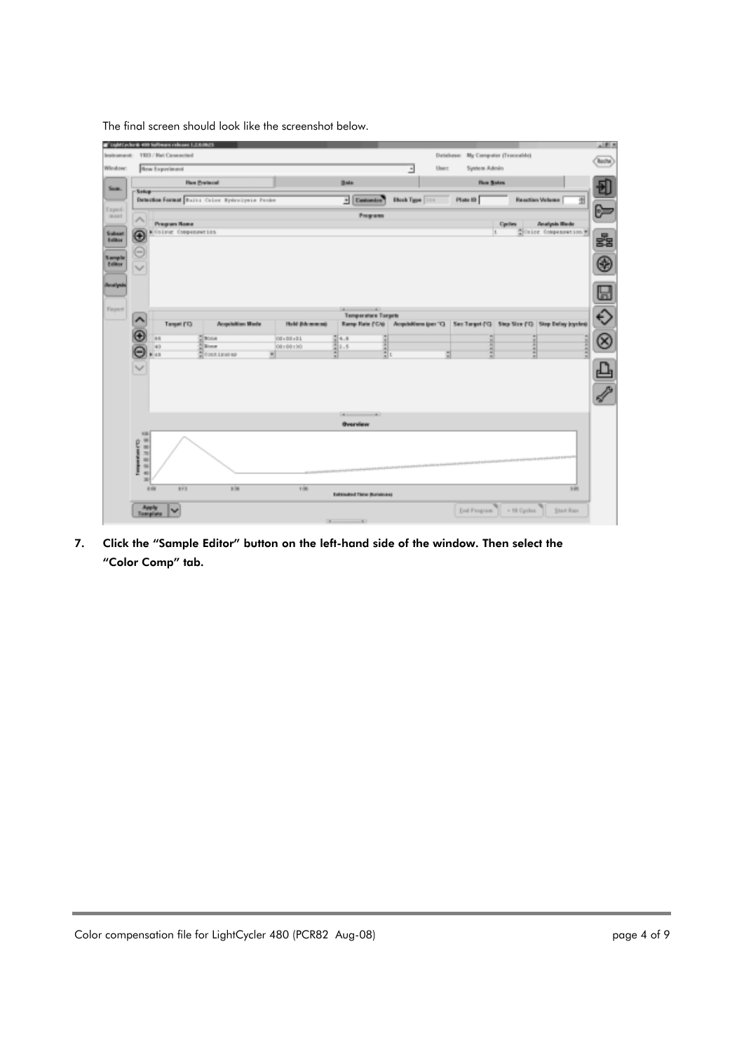The final screen should look like the screenshot below.

7. **Click the "Sample Editor" button on the left-hand side of the window. Then select the "Color Comp" tab.**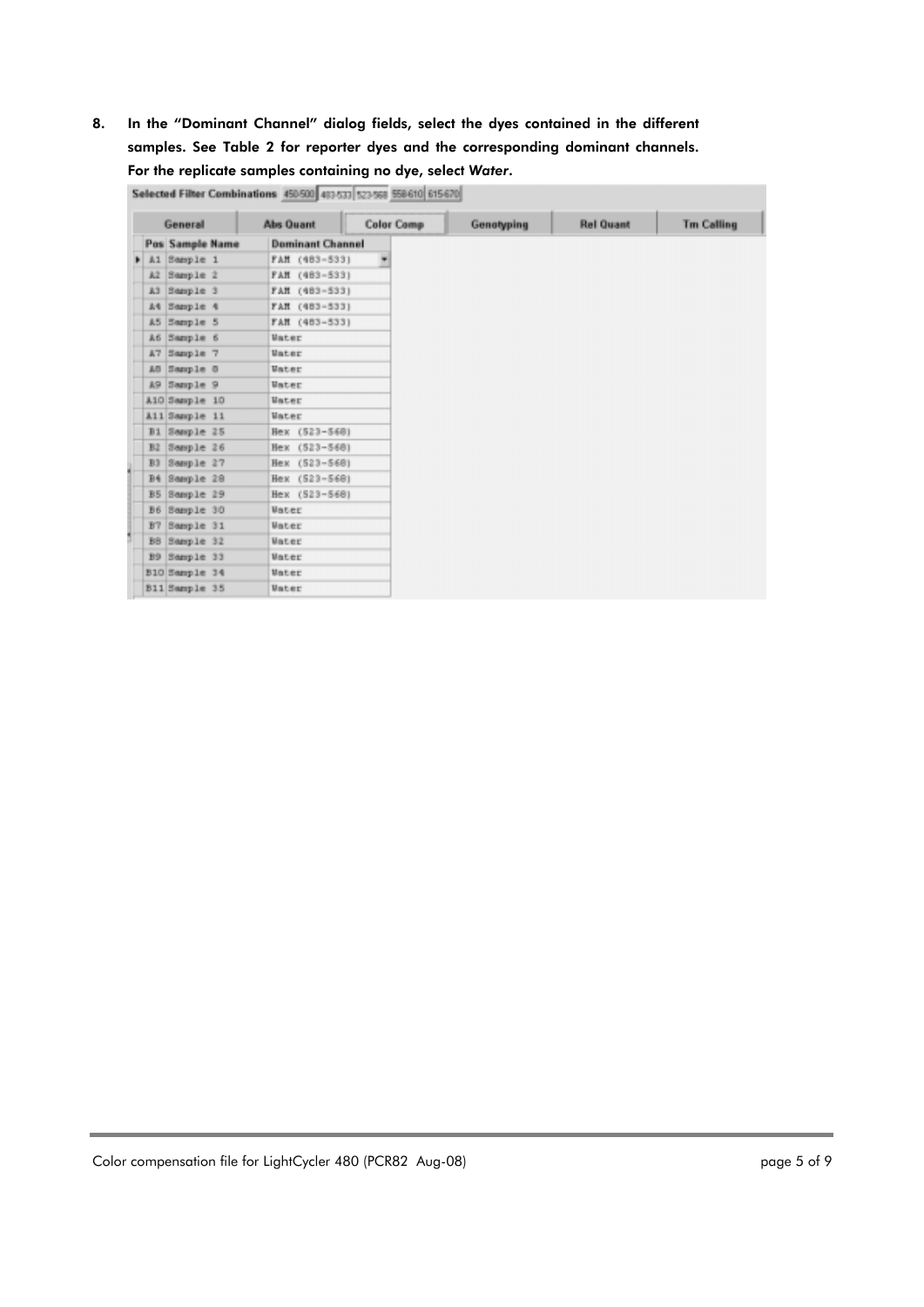8. In the "Dominant Channel" dialog fields, select the dyes contained in the different samples. See Table 2 for reporter dyes and the corresponding dominant channels. For the replicate samples containing no dye, select *Water*.

Selected Filter Combinations 450-500 | 483-533 | 523-568 | 558-610 | 615-670

General | Abs Quant | Color Comp | Genotyping | Rel Quant | Tm Calling

| Pos | Sample Name | Dominant Channel |
|---|---|---|
| A1 | Sample 1 | FAM (483-533) |
| A2 | Sample 2 | FAM (483-533) |
| A3 | Sample 3 | FAM (483-533) |
| A4 | Sample 4 | FAM (483-533) |
| A5 | Sample 5 | FAM (483-533) |
| A6 | Sample 6 | Water |
| A7 | Sample 7 | Water |
| A8 | Sample 8 | Water |
| A9 | Sample 9 | Water |
| A10 | Sample 10 | Water |
| A11 | Sample 11 | Water |
| B1 | Sample 25 | Hex (523-568) |
| B2 | Sample 26 | Hex (523-568) |
| B3 | Sample 27 | Hex (523-568) |
| B4 | Sample 28 | Hex (523-568) |
| B5 | Sample 29 | Hex (523-568) |
| B6 | Sample 30 | Water |
| B7 | Sample 31 | Water |
| B8 | Sample 32 | Water |
| B9 | Sample 33 | Water |
| B10 | Sample 34 | Water |
| B11 | Sample 35 | Water |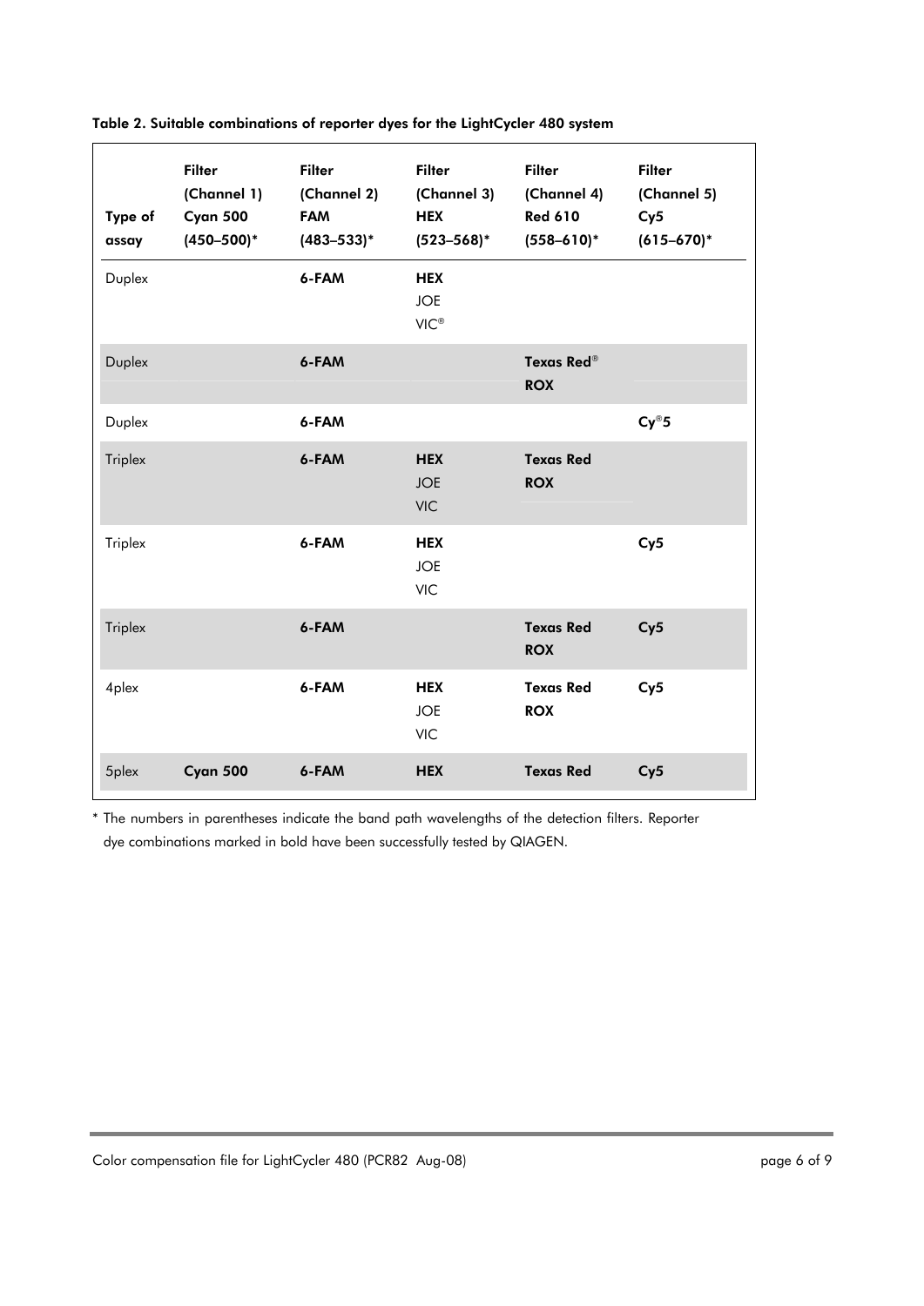**Table 2. Suitable combinations of reporter dyes for the LightCycler 480 system**

| Type of assay | Filter (Channel 1) Cyan 500 (450–500)* | Filter (Channel 2) FAM (483–533)* | Filter (Channel 3) HEX (523–568)* | Filter (Channel 4) Red 610 (558–610)* | Filter (Channel 5) Cy5 (615–670)* |
|---|---|---|---|---|---|
| Duplex | | **6-FAM** | **HEX**<br>JOE<br>VIC® | | |
| Duplex | | **6-FAM** | | **Texas Red®**<br>**ROX** | |
| Duplex | | **6-FAM** | | | **Cy®5** |
| Triplex | | **6-FAM** | **HEX**<br>JOE<br>VIC | **Texas Red**<br>**ROX** | |
| Triplex | | **6-FAM** | **HEX**<br>JOE<br>VIC | | **Cy5** |
| Triplex | | **6-FAM** | | **Texas Red**<br>**ROX** | **Cy5** |
| 4plex | | **6-FAM** | **HEX**<br>JOE<br>VIC | **Texas Red**<br>**ROX** | **Cy5** |
| 5plex | **Cyan 500** | **6-FAM** | **HEX** | **Texas Red** | **Cy5** |

\* The numbers in parentheses indicate the band path wavelengths of the detection filters. Reporter dye combinations marked in bold have been successfully tested by QIAGEN.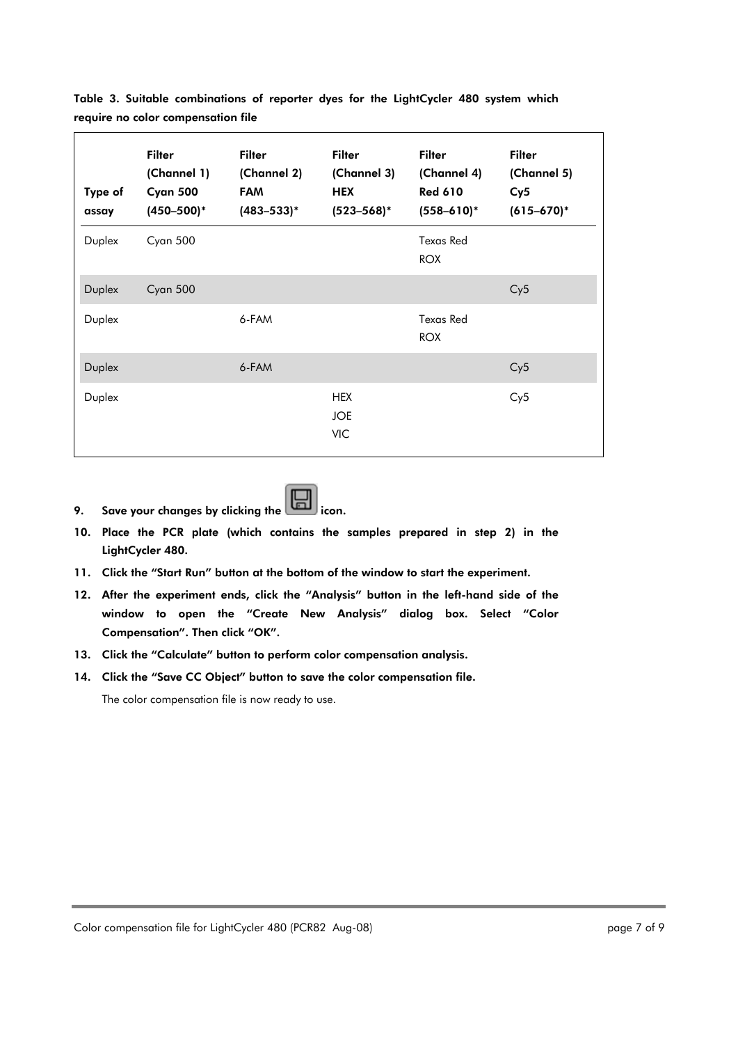**Table 3. Suitable combinations of reporter dyes for the LightCycler 480 system which require no color compensation file**

| Type of assay | Filter (Channel 1) Cyan 500 (450–500)* | Filter (Channel 2) FAM (483–533)* | Filter (Channel 3) HEX (523–568)* | Filter (Channel 4) Red 610 (558–610)* | Filter (Channel 5) Cy5 (615–670)* |
|---|---|---|---|---|---|
| Duplex | Cyan 500 | | | Texas Red ROX | |
| Duplex | Cyan 500 | | | | Cy5 |
| Duplex | | 6-FAM | | Texas Red ROX | |
| Duplex | | 6-FAM | | | Cy5 |
| Duplex | | | HEX JOE VIC | | Cy5 |

9. **Save your changes by clicking the [save] icon.**
10. **Place the PCR plate (which contains the samples prepared in step 2) in the LightCycler 480.**
11. **Click the "Start Run" button at the bottom of the window to start the experiment.**
12. **After the experiment ends, click the "Analysis" button in the left-hand side of the window to open the "Create New Analysis" dialog box. Select "Color Compensation". Then click "OK".**
13. **Click the "Calculate" button to perform color compensation analysis.**
14. **Click the "Save CC Object" button to save the color compensation file.**

    The color compensation file is now ready to use.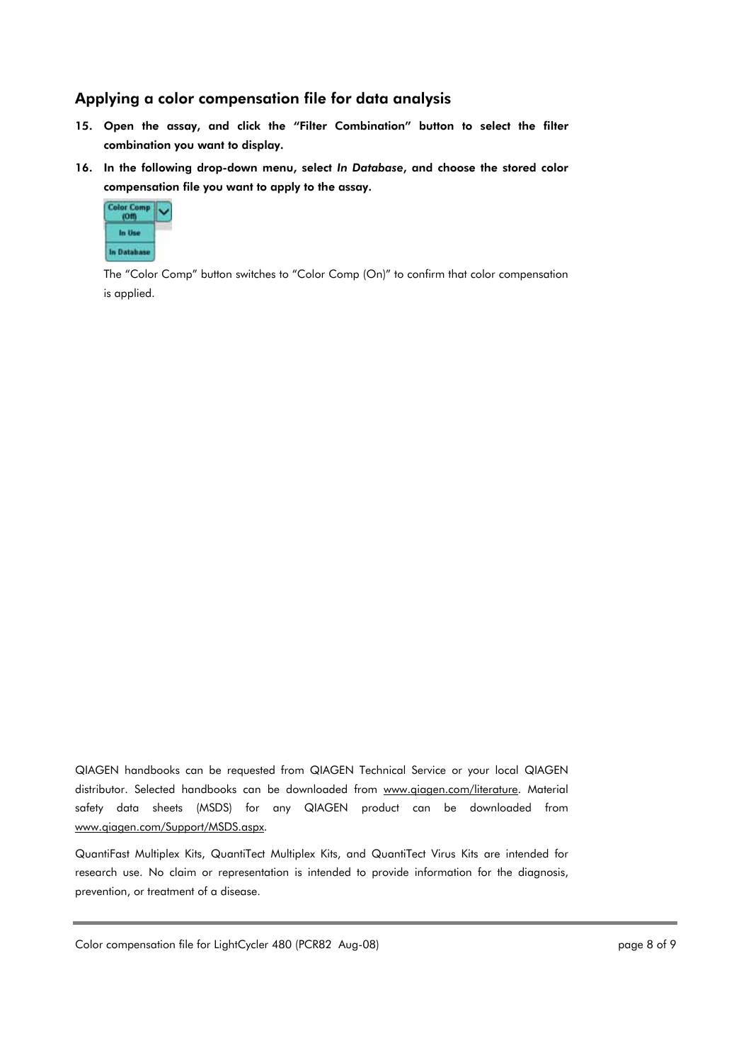## Applying a color compensation file for data analysis

15. **Open the assay, and click the "Filter Combination" button to select the filter combination you want to display.**
16. **In the following drop-down menu, select *In Database*, and choose the stored color compensation file you want to apply to the assay.**

    The "Color Comp" button switches to "Color Comp (On)" to confirm that color compensation is applied.

QIAGEN handbooks can be requested from QIAGEN Technical Service or your local QIAGEN distributor. Selected handbooks can be downloaded from www.qiagen.com/literature. Material safety data sheets (MSDS) for any QIAGEN product can be downloaded from www.qiagen.com/Support/MSDS.aspx.

QuantiFast Multiplex Kits, QuantiTect Multiplex Kits, and QuantiTect Virus Kits are intended for research use. No claim or representation is intended to provide information for the diagnosis, prevention, or treatment of a disease.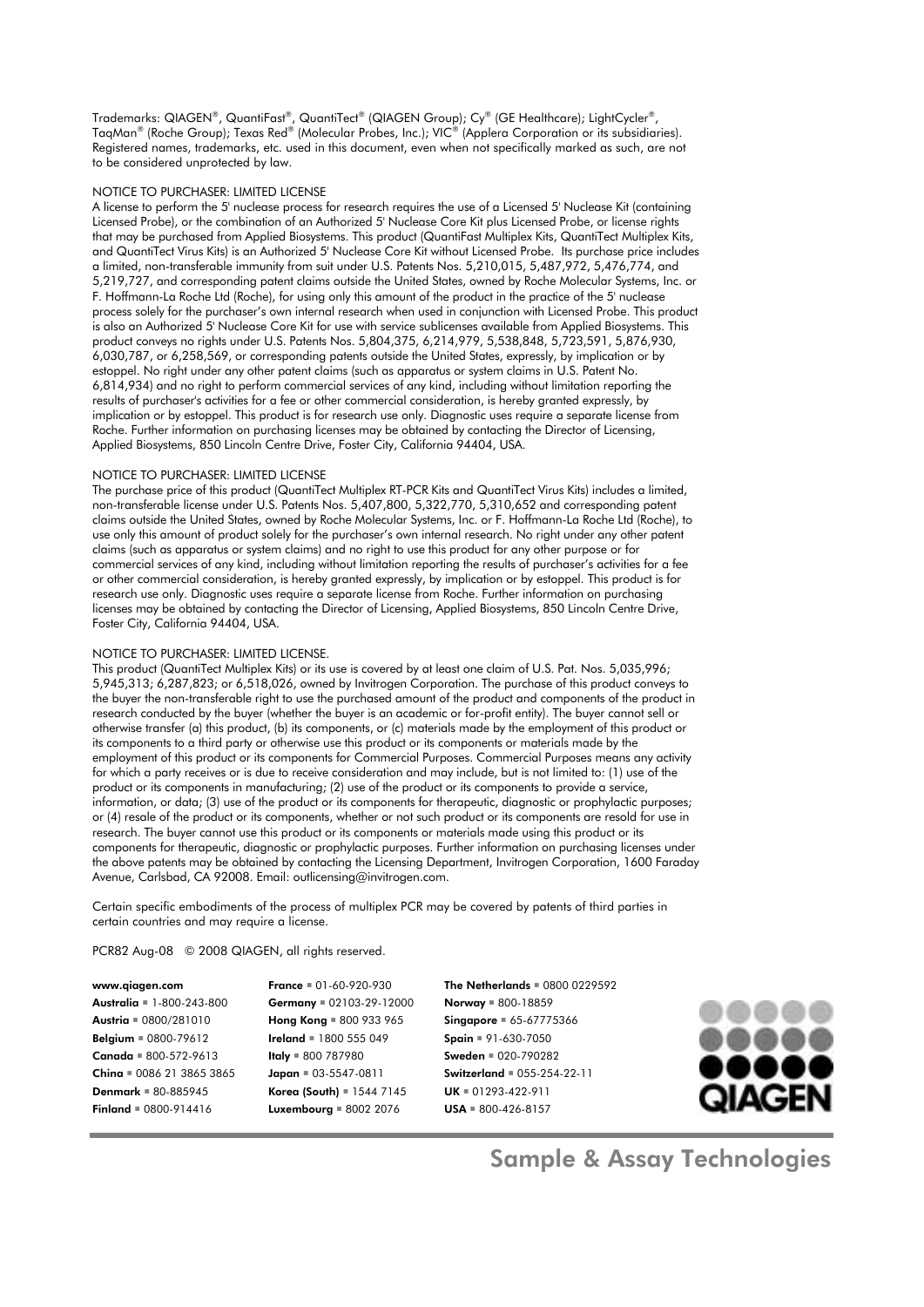Trademarks: QIAGEN®, QuantiFast®, QuantiTect® (QIAGEN Group); Cy® (GE Healthcare); LightCycler®, TaqMan® (Roche Group); Texas Red® (Molecular Probes, Inc.); VIC® (Applera Corporation or its subsidiaries). Registered names, trademarks, etc. used in this document, even when not specifically marked as such, are not to be considered unprotected by law.

NOTICE TO PURCHASER: LIMITED LICENSE
A license to perform the 5' nuclease process for research requires the use of a Licensed 5' Nuclease Kit (containing Licensed Probe), or the combination of an Authorized 5' Nuclease Core Kit plus Licensed Probe, or license rights that may be purchased from Applied Biosystems. This product (QuantiFast Multiplex Kits, QuantiTect Multiplex Kits, and QuantiTect Virus Kits) is an Authorized 5' Nuclease Core Kit without Licensed Probe. Its purchase price includes a limited, non-transferable immunity from suit under U.S. Patents Nos. 5,210,015, 5,487,972, 5,476,774, and 5,219,727, and corresponding patent claims outside the United States, owned by Roche Molecular Systems, Inc. or F. Hoffmann-La Roche Ltd (Roche), for using only this amount of the product in the practice of the 5' nuclease process solely for the purchaser's own internal research when used in conjunction with Licensed Probe. This product is also an Authorized 5' Nuclease Core Kit for use with service sublicenses available from Applied Biosystems. This product conveys no rights under U.S. Patents Nos. 5,804,375, 6,214,979, 5,538,848, 5,723,591, 5,876,930, 6,030,787, or 6,258,569, or corresponding patents outside the United States, expressly, by implication or by estoppel. No right under any other patent claims (such as apparatus or system claims in U.S. Patent No. 6,814,934) and no right to perform commercial services of any kind, including without limitation reporting the results of purchaser's activities for a fee or other commercial consideration, is hereby granted expressly, by implication or by estoppel. This product is for research use only. Diagnostic uses require a separate license from Roche. Further information on purchasing licenses may be obtained by contacting the Director of Licensing, Applied Biosystems, 850 Lincoln Centre Drive, Foster City, California 94404, USA.

NOTICE TO PURCHASER: LIMITED LICENSE
The purchase price of this product (QuantiTect Multiplex RT-PCR Kits and QuantiTect Virus Kits) includes a limited, non-transferable license under U.S. Patents Nos. 5,407,800, 5,322,770, 5,310,652 and corresponding patent claims outside the United States, owned by Roche Molecular Systems, Inc. or F. Hoffmann-La Roche Ltd (Roche), to use only this amount of product solely for the purchaser's own internal research. No right under any other patent claims (such as apparatus or system claims) and no right to use this product for any other purpose or for commercial services of any kind, including without limitation reporting the results of purchaser's activities for a fee or other commercial consideration, is hereby granted expressly, by implication or by estoppel. This product is for research use only. Diagnostic uses require a separate license from Roche. Further information on purchasing licenses may be obtained by contacting the Director of Licensing, Applied Biosystems, 850 Lincoln Centre Drive, Foster City, California 94404, USA.

NOTICE TO PURCHASER: LIMITED LICENSE.
This product (QuantiTect Multiplex Kits) or its use is covered by at least one claim of U.S. Pat. Nos. 5,035,996; 5,945,313; 6,287,823; or 6,518,026, owned by Invitrogen Corporation. The purchase of this product conveys to the buyer the non-transferable right to use the purchased amount of the product and components of the product in research conducted by the buyer (whether the buyer is an academic or for-profit entity). The buyer cannot sell or otherwise transfer (a) this product, (b) its components, or (c) materials made by the employment of this product or its components to a third party or otherwise use this product or its components or materials made by the employment of this product or its components for Commercial Purposes. Commercial Purposes means any activity for which a party receives or is due to receive consideration and may include, but is not limited to: (1) use of the product or its components in manufacturing; (2) use of the product or its components to provide a service, information, or data; (3) use of the product or its components for therapeutic, diagnostic or prophylactic purposes; or (4) resale of the product or its components, whether or not such product or its components are resold for use in research. The buyer cannot use this product or its components or materials made using this product or its components for therapeutic, diagnostic or prophylactic purposes. Further information on purchasing licenses under the above patents may be obtained by contacting the Licensing Department, Invitrogen Corporation, 1600 Faraday Avenue, Carlsbad, CA 92008. Email: outlicensing@invitrogen.com.

Certain specific embodiments of the process of multiplex PCR may be covered by patents of third parties in certain countries and may require a license.

PCR82 Aug-08 © 2008 QIAGEN, all rights reserved.

**www.qiagen.com**
**Australia** ▪ 1-800-243-800
**Austria** ▪ 0800/281010
**Belgium** ▪ 0800-79612
**Canada** ▪ 800-572-9613
**China** ▪ 0086 21 3865 3865
**Denmark** ▪ 80-885945
**Finland** ▪ 0800-914416
**France** ▪ 01-60-920-930
**Germany** ▪ 02103-29-12000
**Hong Kong** ▪ 800 933 965
**Ireland** ▪ 1800 555 049
**Italy** ▪ 800 787980
**Japan** ▪ 03-5547-0811
**Korea (South)** ▪ 1544 7145
**Luxembourg** ▪ 8002 2076
**The Netherlands** ▪ 0800 0229592
**Norway** ▪ 800-18859
**Singapore** ▪ 65-67775366
**Spain** ▪ 91-630-7050
**Sweden** ▪ 020-790282
**Switzerland** ▪ 055-254-22-11
**UK** ▪ 01293-422-911
**USA** ▪ 800-426-8157

QIAGEN

**Sample & Assay Technologies**